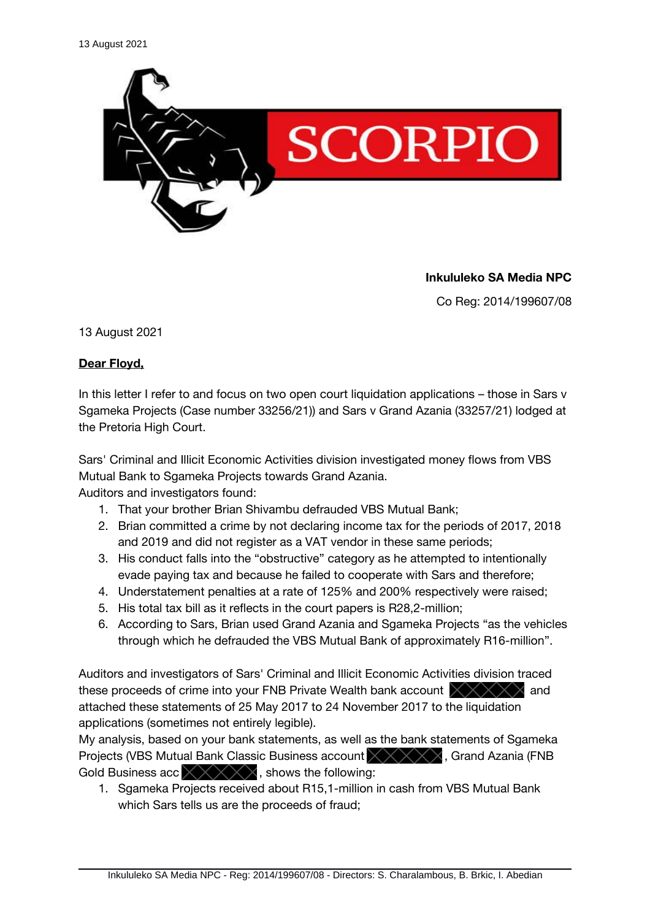13 August 2021

SCORPIO

**Inkululeko SA Media NPC**

Co Reg: 2014/199607/08

13 August 2021

**Dear Floyd,**

In this letter I refer to and focus on two open court liquidation applications – those in Sars v Sgameka Projects (Case number 33256/21)) and Sars v Grand Azania (33257/21) lodged at the Pretoria High Court.

Sars' Criminal and Illicit Economic Activities division investigated money flows from VBS Mutual Bank to Sgameka Projects towards Grand Azania.
Auditors and investigators found:

1. That your brother Brian Shivambu defrauded VBS Mutual Bank;
2. Brian committed a crime by not declaring income tax for the periods of 2017, 2018 and 2019 and did not register as a VAT vendor in these same periods;
3. His conduct falls into the "obstructive" category as he attempted to intentionally evade paying tax and because he failed to cooperate with Sars and therefore;
4. Understatement penalties at a rate of 125% and 200% respectively were raised;
5. His total tax bill as it reflects in the court papers is R28,2-million;
6. According to Sars, Brian used Grand Azania and Sgameka Projects "as the vehicles through which he defrauded the VBS Mutual Bank of approximately R16-million".

Auditors and investigators of Sars' Criminal and Illicit Economic Activities division traced these proceeds of crime into your FNB Private Wealth bank account [redacted] and attached these statements of 25 May 2017 to 24 November 2017 to the liquidation applications (sometimes not entirely legible).
My analysis, based on your bank statements, as well as the bank statements of Sgameka Projects (VBS Mutual Bank Classic Business account [redacted], Grand Azania (FNB Gold Business acc [redacted], shows the following:

1. Sgameka Projects received about R15,1-million in cash from VBS Mutual Bank which Sars tells us are the proceeds of fraud;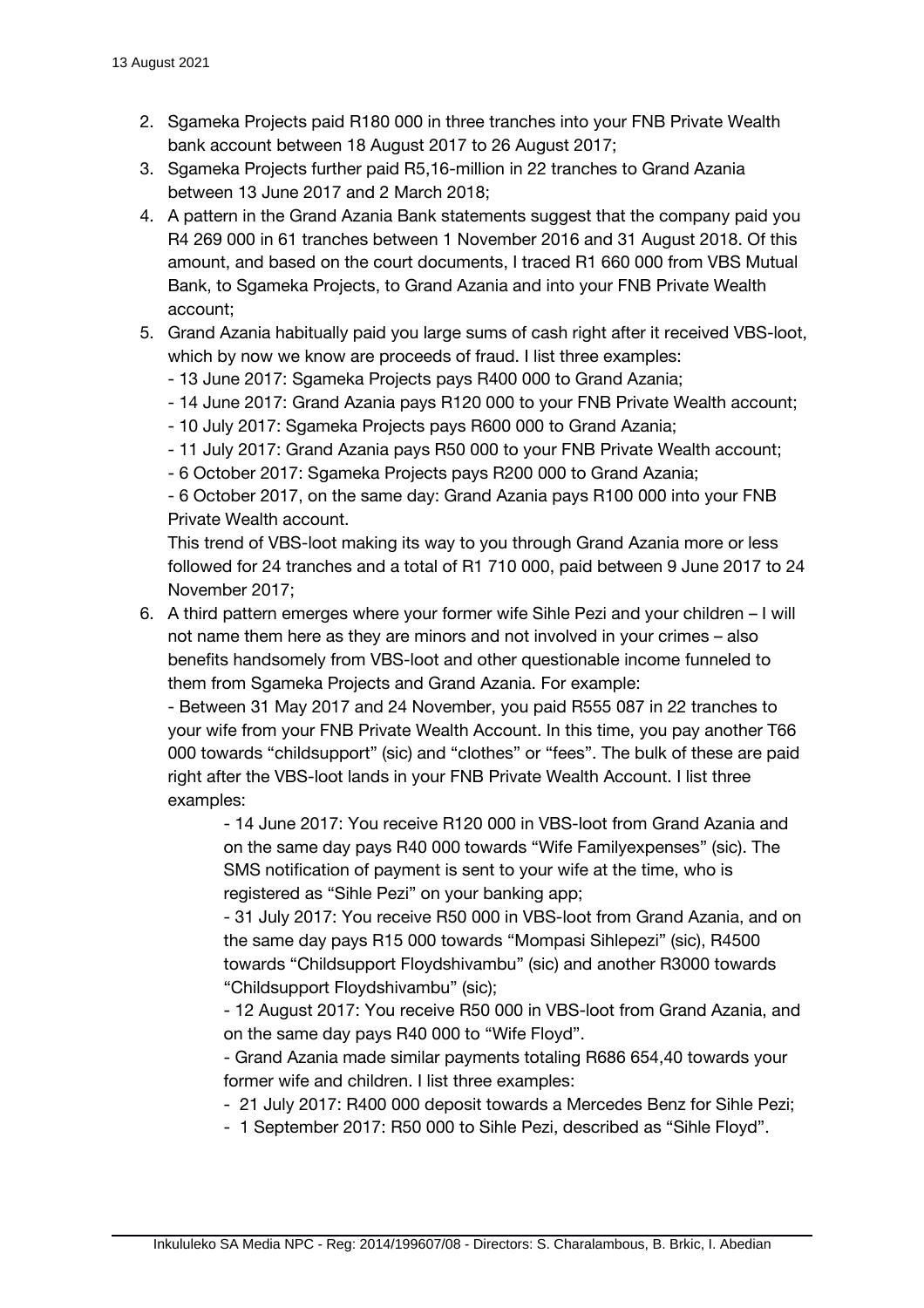2. Sgameka Projects paid R180 000 in three tranches into your FNB Private Wealth bank account between 18 August 2017 to 26 August 2017;
3. Sgameka Projects further paid R5,16-million in 22 tranches to Grand Azania between 13 June 2017 and 2 March 2018;
4. A pattern in the Grand Azania Bank statements suggest that the company paid you R4 269 000 in 61 tranches between 1 November 2016 and 31 August 2018. Of this amount, and based on the court documents, I traced R1 660 000 from VBS Mutual Bank, to Sgameka Projects, to Grand Azania and into your FNB Private Wealth account;
5. Grand Azania habitually paid you large sums of cash right after it received VBS-loot, which by now we know are proceeds of fraud. I list three examples:
   - 13 June 2017: Sgameka Projects pays R400 000 to Grand Azania;
   - 14 June 2017: Grand Azania pays R120 000 to your FNB Private Wealth account;
   - 10 July 2017: Sgameka Projects pays R600 000 to Grand Azania;
   - 11 July 2017: Grand Azania pays R50 000 to your FNB Private Wealth account;
   - 6 October 2017: Sgameka Projects pays R200 000 to Grand Azania;
   - 6 October 2017, on the same day: Grand Azania pays R100 000 into your FNB Private Wealth account.

   This trend of VBS-loot making its way to you through Grand Azania more or less followed for 24 tranches and a total of R1 710 000, paid between 9 June 2017 to 24 November 2017;
6. A third pattern emerges where your former wife Sihle Pezi and your children – I will not name them here as they are minors and not involved in your crimes – also benefits handsomely from VBS-loot and other questionable income funneled to them from Sgameka Projects and Grand Azania. For example:
   - Between 31 May 2017 and 24 November, you paid R555 087 in 22 tranches to your wife from your FNB Private Wealth Account. In this time, you pay another T66 000 towards "childsupport" (sic) and "clothes" or "fees". The bulk of these are paid right after the VBS-loot lands in your FNB Private Wealth Account. I list three examples:
     - 14 June 2017: You receive R120 000 in VBS-loot from Grand Azania and on the same day pays R40 000 towards "Wife Familyexpenses" (sic). The SMS notification of payment is sent to your wife at the time, who is registered as "Sihle Pezi" on your banking app;
     - 31 July 2017: You receive R50 000 in VBS-loot from Grand Azania, and on the same day pays R15 000 towards "Mompasi Sihlepezi" (sic), R4500 towards "Childsupport Floydshivambu" (sic) and another R3000 towards "Childsupport Floydshivambu" (sic);
     - 12 August 2017: You receive R50 000 in VBS-loot from Grand Azania, and on the same day pays R40 000 to "Wife Floyd".
     - Grand Azania made similar payments totaling R686 654,40 towards your former wife and children. I list three examples:
     - 21 July 2017: R400 000 deposit towards a Mercedes Benz for Sihle Pezi;
     - 1 September 2017: R50 000 to Sihle Pezi, described as "Sihle Floyd".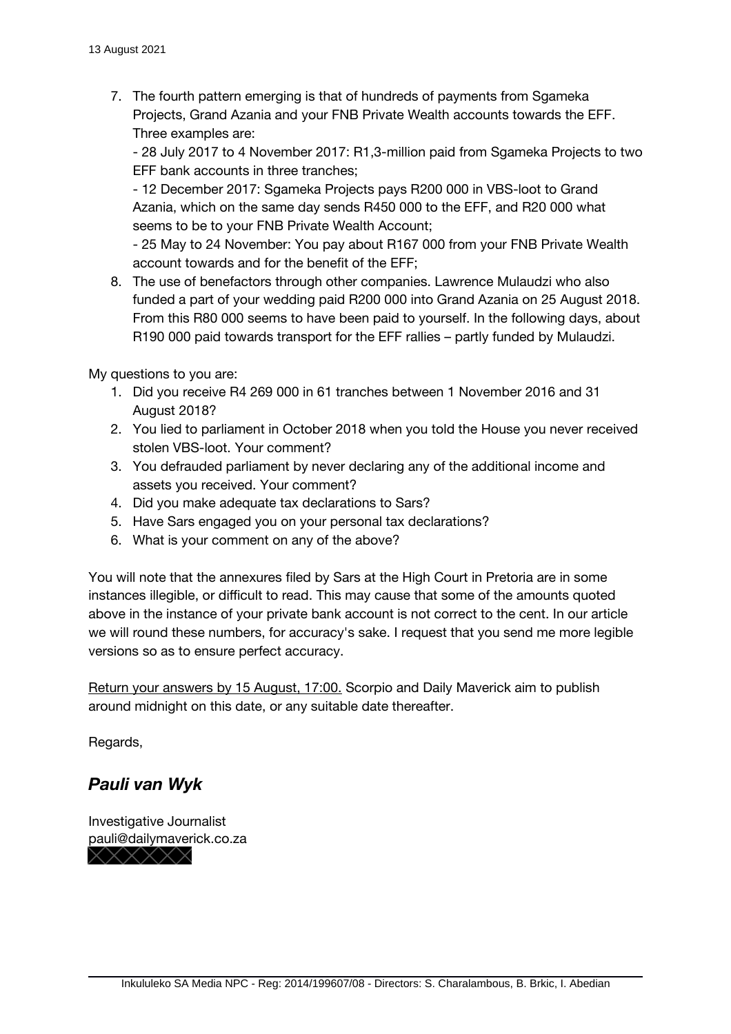13 August 2021

7. The fourth pattern emerging is that of hundreds of payments from Sgameka Projects, Grand Azania and your FNB Private Wealth accounts towards the EFF. Three examples are:
   - 28 July 2017 to 4 November 2017: R1,3-million paid from Sgameka Projects to two EFF bank accounts in three tranches;
   - 12 December 2017: Sgameka Projects pays R200 000 in VBS-loot to Grand Azania, which on the same day sends R450 000 to the EFF, and R20 000 what seems to be to your FNB Private Wealth Account;
   - 25 May to 24 November: You pay about R167 000 from your FNB Private Wealth account towards and for the benefit of the EFF;
8. The use of benefactors through other companies. Lawrence Mulaudzi who also funded a part of your wedding paid R200 000 into Grand Azania on 25 August 2018. From this R80 000 seems to have been paid to yourself. In the following days, about R190 000 paid towards transport for the EFF rallies – partly funded by Mulaudzi.

My questions to you are:

1. Did you receive R4 269 000 in 61 tranches between 1 November 2016 and 31 August 2018?
2. You lied to parliament in October 2018 when you told the House you never received stolen VBS-loot. Your comment?
3. You defrauded parliament by never declaring any of the additional income and assets you received. Your comment?
4. Did you make adequate tax declarations to Sars?
5. Have Sars engaged you on your personal tax declarations?
6. What is your comment on any of the above?

You will note that the annexures filed by Sars at the High Court in Pretoria are in some instances illegible, or difficult to read. This may cause that some of the amounts quoted above in the instance of your private bank account is not correct to the cent. In our article we will round these numbers, for accuracy's sake. I request that you send me more legible versions so as to ensure perfect accuracy.

Return your answers by 15 August, 17:00. Scorpio and Daily Maverick aim to publish around midnight on this date, or any suitable date thereafter.

Regards,

***Pauli van Wyk***

Investigative Journalist
pauli@dailymaverick.co.za

Inkululeko SA Media NPC - Reg: 2014/199607/08 - Directors: S. Charalambous, B. Brkic, I. Abedian